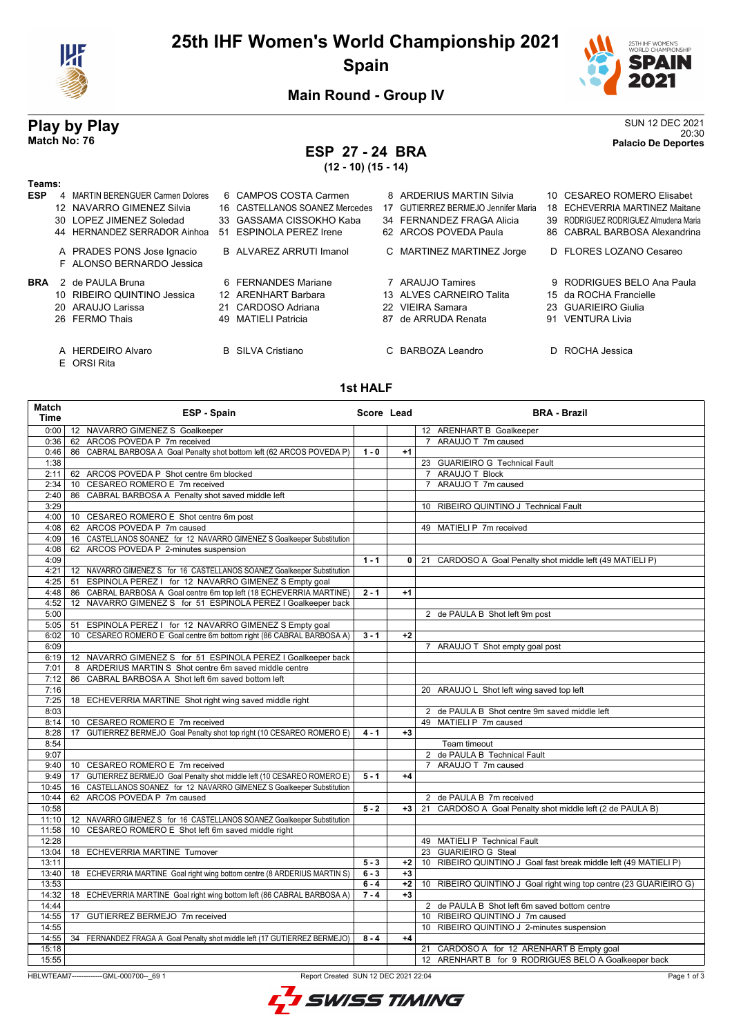# 25th IHF Women's World Championship 2021

## Spain

### Main Round - Group IV

## Play by Play

**Match No: 76**

SUN 12 DEC 2021
20:30
**Palacio De Deportes**

## ESP 27 - 24 BRA

**(12 - 10) (15 - 14)**

**Teams:**

**ESP**
4 MARTIN BERENGUER Carmen Dolores, 6 CAMPOS COSTA Carmen, 8 ARDERIUS MARTIN Silvia, 10 CESAREO ROMERO Elisabet, 12 NAVARRO GIMENEZ Silvia, 16 CASTELLANOS SOANEZ Mercedes, 17 GUTIERREZ BERMEJO Jennifer Maria, 18 ECHEVERRIA MARTINEZ Maitane, 30 LOPEZ JIMENEZ Soledad, 33 GASSAMA CISSOKHO Kaba, 34 FERNANDEZ FRAGA Alicia, 39 RODRIGUEZ RODRIGUEZ Almudena Maria, 44 HERNANDEZ SERRADOR Ainhoa, 51 ESPINOLA PEREZ Irene, 62 ARCOS POVEDA Paula, 86 CABRAL BARBOSA Alexandrina

A PRADES PONS Jose Ignacio, B ALVAREZ ARRUTI Imanol, C MARTINEZ MARTINEZ Jorge, D FLORES LOZANO Cesareo, F ALONSO BERNARDO Jessica

**BRA**
2 de PAULA Bruna, 6 FERNANDES Mariane, 7 ARAUJO Tamires, 9 RODRIGUES BELO Ana Paula, 10 RIBEIRO QUINTINO Jessica, 12 ARENHART Barbara, 13 ALVES CARNEIRO Talita, 15 da ROCHA Francielle, 20 ARAUJO Larissa, 21 CARDOSO Adriana, 22 VIEIRA Samara, 23 GUARIEIRO Giulia, 26 FERMO Thais, 49 MATIELI Patricia, 87 de ARRUDA Renata, 91 VENTURA Livia

A HERDEIRO Alvaro, B SILVA Cristiano, C BARBOZA Leandro, D ROCHA Jessica, E ORSI Rita

### 1st HALF

| Match Time | ESP - Spain | Score | Lead | BRA - Brazil |
|---|---|---|---|---|
| 0:00 | 12 NAVARRO GIMENEZ S Goalkeeper | | | 12 ARENHART B Goalkeeper |
| 0:36 | 62 ARCOS POVEDA P 7m received | | | 7 ARAUJO T 7m caused |
| 0:46 | 86 CABRAL BARBOSA A Goal Penalty shot bottom left (62 ARCOS POVEDA P) | 1 - 0 | +1 | |
| 1:38 | | | | 23 GUARIEIRO G Technical Fault |
| 2:11 | 62 ARCOS POVEDA P Shot centre 6m blocked | | | 7 ARAUJO T Block |
| 2:34 | 10 CESAREO ROMERO E 7m received | | | 7 ARAUJO T 7m caused |
| 2:40 | 86 CABRAL BARBOSA A Penalty shot saved middle left | | | |
| 3:29 | | | | 10 RIBEIRO QUINTINO J Technical Fault |
| 4:00 | 10 CESAREO ROMERO E Shot centre 6m post | | | |
| 4:08 | 62 ARCOS POVEDA P 7m caused | | | 49 MATIELI P 7m received |
| 4:09 | 16 CASTELLANOS SOANEZ for 12 NAVARRO GIMENEZ S Goalkeeper Substitution | | | |
| 4:08 | 62 ARCOS POVEDA P 2-minutes suspension | | | |
| 4:09 | | 1 - 1 | 0 | 21 CARDOSO A Goal Penalty shot middle left (49 MATIELI P) |
| 4:21 | 12 NAVARRO GIMENEZ S for 16 CASTELLANOS SOANEZ Goalkeeper Substitution | | | |
| 4:25 | 51 ESPINOLA PEREZ I for 12 NAVARRO GIMENEZ S Empty goal | | | |
| 4:48 | 86 CABRAL BARBOSA A Goal centre 6m top left (18 ECHEVERRIA MARTINE) | 2 - 1 | +1 | |
| 4:52 | 12 NAVARRO GIMENEZ S for 51 ESPINOLA PEREZ I Goalkeeper back | | | |
| 5:00 | | | | 2 de PAULA B Shot left 9m post |
| 5:05 | 51 ESPINOLA PEREZ I for 12 NAVARRO GIMENEZ S Empty goal | | | |
| 6:02 | 10 CESAREO ROMERO E Goal centre 6m bottom right (86 CABRAL BARBOSA A) | 3 - 1 | +2 | |
| 6:09 | | | | 7 ARAUJO T Shot empty goal post |
| 6:19 | 12 NAVARRO GIMENEZ S for 51 ESPINOLA PEREZ I Goalkeeper back | | | |
| 7:01 | 8 ARDERIUS MARTIN S Shot centre 6m saved middle centre | | | |
| 7:12 | 86 CABRAL BARBOSA A Shot left 6m saved bottom left | | | |
| 7:16 | | | | 20 ARAUJO L Shot left wing saved top left |
| 7:25 | 18 ECHEVERRIA MARTINE Shot right wing saved middle right | | | |
| 8:03 | | | | 2 de PAULA B Shot centre 9m saved middle left |
| 8:14 | 10 CESAREO ROMERO E 7m received | | | 49 MATIELI P 7m caused |
| 8:28 | 17 GUTIERREZ BERMEJO Goal Penalty shot top right (10 CESAREO ROMERO E) | 4 - 1 | +3 | |
| 8:54 | | | | Team timeout |
| 9:07 | | | | 2 de PAULA B Technical Fault |
| 9:40 | 10 CESAREO ROMERO E 7m received | | | 7 ARAUJO T 7m caused |
| 9:49 | 17 GUTIERREZ BERMEJO Goal Penalty shot middle left (10 CESAREO ROMERO E) | 5 - 1 | +4 | |
| 10:45 | 16 CASTELLANOS SOANEZ for 12 NAVARRO GIMENEZ S Goalkeeper Substitution | | | |
| 10:44 | 62 ARCOS POVEDA P 7m caused | | | 2 de PAULA B 7m received |
| 10:58 | | 5 - 2 | +3 | 21 CARDOSO A Goal Penalty shot middle left (2 de PAULA B) |
| 11:10 | 12 NAVARRO GIMENEZ S for 16 CASTELLANOS SOANEZ Goalkeeper Substitution | | | |
| 11:58 | 10 CESAREO ROMERO E Shot left 6m saved middle right | | | |
| 12:28 | | | | 49 MATIELI P Technical Fault |
| 13:04 | 18 ECHEVERRIA MARTINE Turnover | | | 23 GUARIEIRO G Steal |
| 13:11 | | 5 - 3 | +2 | 10 RIBEIRO QUINTINO J Goal fast break middle left (49 MATIELI P) |
| 13:40 | 18 ECHEVERRIA MARTINE Goal right wing bottom centre (8 ARDERIUS MARTIN S) | 6 - 3 | +3 | |
| 13:53 | | 6 - 4 | +2 | 10 RIBEIRO QUINTINO J Goal right wing top centre (23 GUARIEIRO G) |
| 14:32 | 18 ECHEVERRIA MARTINE Goal right wing bottom left (86 CABRAL BARBOSA A) | 7 - 4 | +3 | |
| 14:44 | | | | 2 de PAULA B Shot left 6m saved bottom centre |
| 14:55 | 17 GUTIERREZ BERMEJO 7m received | | | 10 RIBEIRO QUINTINO J 7m caused |
| 14:55 | | | | 10 RIBEIRO QUINTINO J 2-minutes suspension |
| 14:55 | 34 FERNANDEZ FRAGA A Goal Penalty shot middle left (17 GUTIERREZ BERMEJO) | 8 - 4 | +4 | |
| 15:18 | | | | 21 CARDOSO A for 12 ARENHART B Empty goal |
| 15:55 | | | | 12 ARENHART B for 9 RODRIGUES BELO A Goalkeeper back |

HBLWTEAM7-------------GML-000700--_69 1 Report Created SUN 12 DEC 2021 22:04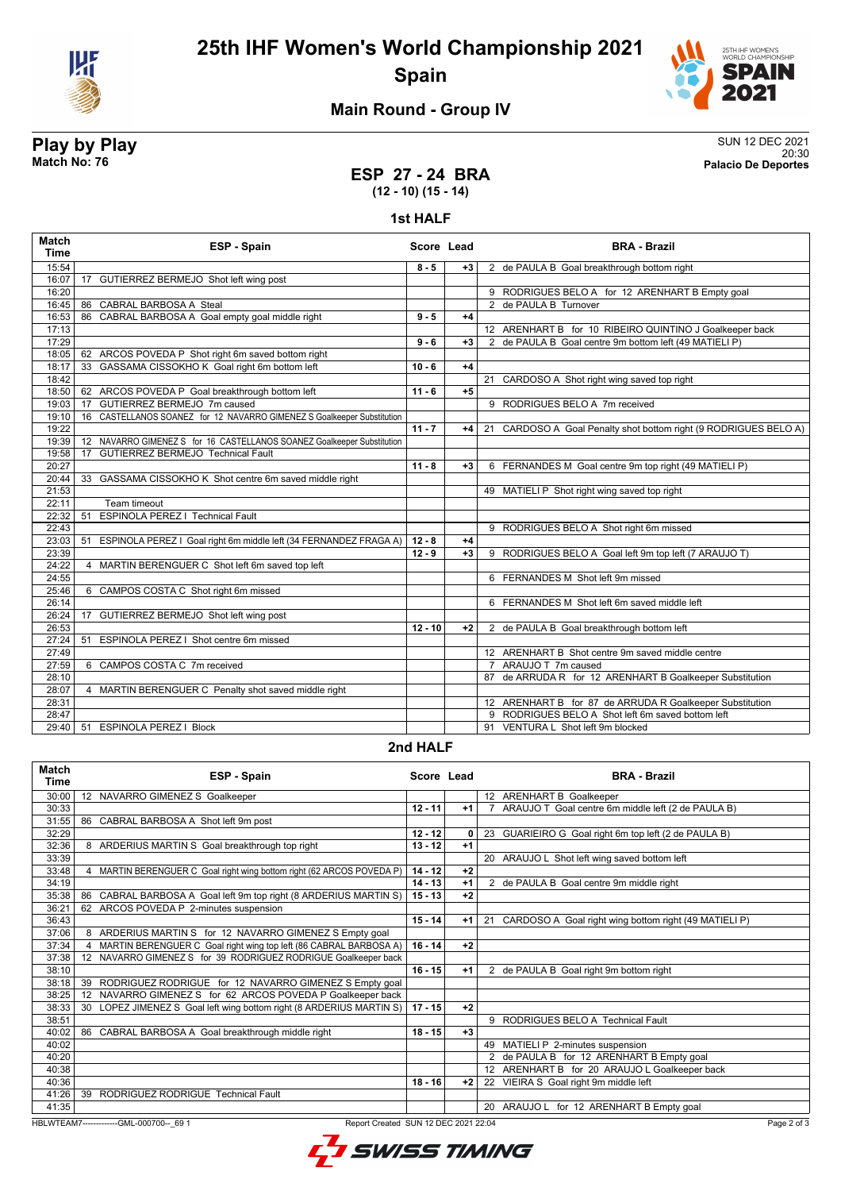# 25th IHF Women's World Championship 2021

## Spain

### Main Round - Group IV

**Play by Play**
**Match No: 76**

SUN 12 DEC 2021
20:30
**Palacio De Deportes**

## ESP 27 - 24 BRA
**(12 - 10) (15 - 14)**

### 1st HALF

| Match Time | ESP - Spain | Score | Lead | BRA - Brazil |
|---|---|---|---|---|
| 15:54 | | 8 - 5 | +3 | 2 de PAULA B Goal breakthrough bottom right |
| 16:07 | 17 GUTIERREZ BERMEJO Shot left wing post | | | |
| 16:20 | | | | 9 RODRIGUES BELO A for 12 ARENHART B Empty goal |
| 16:45 | 86 CABRAL BARBOSA A Steal | | | 2 de PAULA B Turnover |
| 16:53 | 86 CABRAL BARBOSA A Goal empty goal middle right | 9 - 5 | +4 | |
| 17:13 | | | | 12 ARENHART B for 10 RIBEIRO QUINTINO J Goalkeeper back |
| 17:29 | | 9 - 6 | +3 | 2 de PAULA B Goal centre 9m bottom left (49 MATIELI P) |
| 18:05 | 62 ARCOS POVEDA P Shot right 6m saved bottom right | | | |
| 18:17 | 33 GASSAMA CISSOKHO K Goal right 6m bottom left | 10 - 6 | +4 | |
| 18:42 | | | | 21 CARDOSO A Shot right wing saved top right |
| 18:50 | 62 ARCOS POVEDA P Goal breakthrough bottom left | 11 - 6 | +5 | |
| 19:03 | 17 GUTIERREZ BERMEJO 7m caused | | | 9 RODRIGUES BELO A 7m received |
| 19:10 | 16 CASTELLANOS SOANEZ for 12 NAVARRO GIMENEZ S Goalkeeper Substitution | | | |
| 19:22 | | 11 - 7 | +4 | 21 CARDOSO A Goal Penalty shot bottom right (9 RODRIGUES BELO A) |
| 19:39 | 12 NAVARRO GIMENEZ S for 16 CASTELLANOS SOANEZ Goalkeeper Substitution | | | |
| 19:58 | 17 GUTIERREZ BERMEJO Technical Fault | | | |
| 20:27 | | 11 - 8 | +3 | 6 FERNANDES M Goal centre 9m top right (49 MATIELI P) |
| 20:44 | 33 GASSAMA CISSOKHO K Shot centre 6m saved middle right | | | |
| 21:53 | | | | 49 MATIELI P Shot right wing saved top right |
| 22:11 | Team timeout | | | |
| 22:32 | 51 ESPINOLA PEREZ I Technical Fault | | | |
| 22:43 | | | | 9 RODRIGUES BELO A Shot right 6m missed |
| 23:03 | 51 ESPINOLA PEREZ I Goal right 6m middle left (34 FERNANDEZ FRAGA A) | 12 - 8 | +4 | |
| 23:39 | | 12 - 9 | +3 | 9 RODRIGUES BELO A Goal left 9m top left (7 ARAUJO T) |
| 24:22 | 4 MARTIN BERENGUER C Shot left 6m saved top left | | | |
| 24:55 | | | | 6 FERNANDES M Shot left 9m missed |
| 25:46 | 6 CAMPOS COSTA C Shot right 6m missed | | | |
| 26:14 | | | | 6 FERNANDES M Shot left 6m saved middle left |
| 26:24 | 17 GUTIERREZ BERMEJO Shot left wing post | | | |
| 26:53 | | 12 - 10 | +2 | 2 de PAULA B Goal breakthrough bottom left |
| 27:24 | 51 ESPINOLA PEREZ I Shot centre 6m missed | | | |
| 27:49 | | | | 12 ARENHART B Shot centre 9m saved middle centre |
| 27:59 | 6 CAMPOS COSTA C 7m received | | | 7 ARAUJO T 7m caused |
| 28:10 | | | | 87 de ARRUDA R for 12 ARENHART B Goalkeeper Substitution |
| 28:07 | 4 MARTIN BERENGUER C Penalty shot saved middle right | | | |
| 28:31 | | | | 12 ARENHART B for 87 de ARRUDA R Goalkeeper Substitution |
| 28:47 | | | | 9 RODRIGUES BELO A Shot left 6m saved bottom left |
| 29:40 | 51 ESPINOLA PEREZ I Block | | | 91 VENTURA L Shot left 9m blocked |

### 2nd HALF

| Match Time | ESP - Spain | Score | Lead | BRA - Brazil |
|---|---|---|---|---|
| 30:00 | 12 NAVARRO GIMENEZ S Goalkeeper | | | 12 ARENHART B Goalkeeper |
| 30:33 | | 12 - 11 | +1 | 7 ARAUJO T Goal centre 6m middle left (2 de PAULA B) |
| 31:55 | 86 CABRAL BARBOSA A Shot left 9m post | | | |
| 32:29 | | 12 - 12 | 0 | 23 GUARIEIRO G Goal right 6m top left (2 de PAULA B) |
| 32:36 | 8 ARDERIUS MARTIN S Goal breakthrough top right | 13 - 12 | +1 | |
| 33:39 | | | | 20 ARAUJO L Shot left wing saved bottom left |
| 33:48 | 4 MARTIN BERENGUER C Goal right wing bottom right (62 ARCOS POVEDA P) | 14 - 12 | +2 | |
| 34:19 | | 14 - 13 | +1 | 2 de PAULA B Goal centre 9m middle right |
| 35:38 | 86 CABRAL BARBOSA A Goal left 9m top right (8 ARDERIUS MARTIN S) | 15 - 13 | +2 | |
| 36:21 | 62 ARCOS POVEDA P 2-minutes suspension | | | |
| 36:43 | | 15 - 14 | +1 | 21 CARDOSO A Goal right wing bottom right (49 MATIELI P) |
| 37:06 | 8 ARDERIUS MARTIN S for 12 NAVARRO GIMENEZ S Empty goal | | | |
| 37:34 | 4 MARTIN BERENGUER C Goal right wing top left (86 CABRAL BARBOSA A) | 16 - 14 | +2 | |
| 37:38 | 12 NAVARRO GIMENEZ S for 39 RODRIGUEZ RODRIGUE Goalkeeper back | | | |
| 38:10 | | 16 - 15 | +1 | 2 de PAULA B Goal right 9m bottom right |
| 38:18 | 39 RODRIGUEZ RODRIGUE for 12 NAVARRO GIMENEZ S Empty goal | | | |
| 38:25 | 12 NAVARRO GIMENEZ S for 62 ARCOS POVEDA P Goalkeeper back | | | |
| 38:33 | 30 LOPEZ JIMENEZ S Goal left wing bottom right (8 ARDERIUS MARTIN S) | 17 - 15 | +2 | |
| 38:51 | | | | 9 RODRIGUES BELO A Technical Fault |
| 40:02 | 86 CABRAL BARBOSA A Goal breakthrough middle right | 18 - 15 | +3 | |
| 40:02 | | | | 49 MATIELI P 2-minutes suspension |
| 40:20 | | | | 2 de PAULA B for 12 ARENHART B Empty goal |
| 40:38 | | | | 12 ARENHART B for 20 ARAUJO L Goalkeeper back |
| 40:36 | | 18 - 16 | +2 | 22 VIEIRA S Goal right 9m middle left |
| 41:26 | 39 RODRIGUEZ RODRIGUE Technical Fault | | | |
| 41:35 | | | | 20 ARAUJO L for 12 ARENHART B Empty goal |

HBLWTEAM7-------------GML-000700--_69 1 Report Created SUN 12 DEC 2021 22:04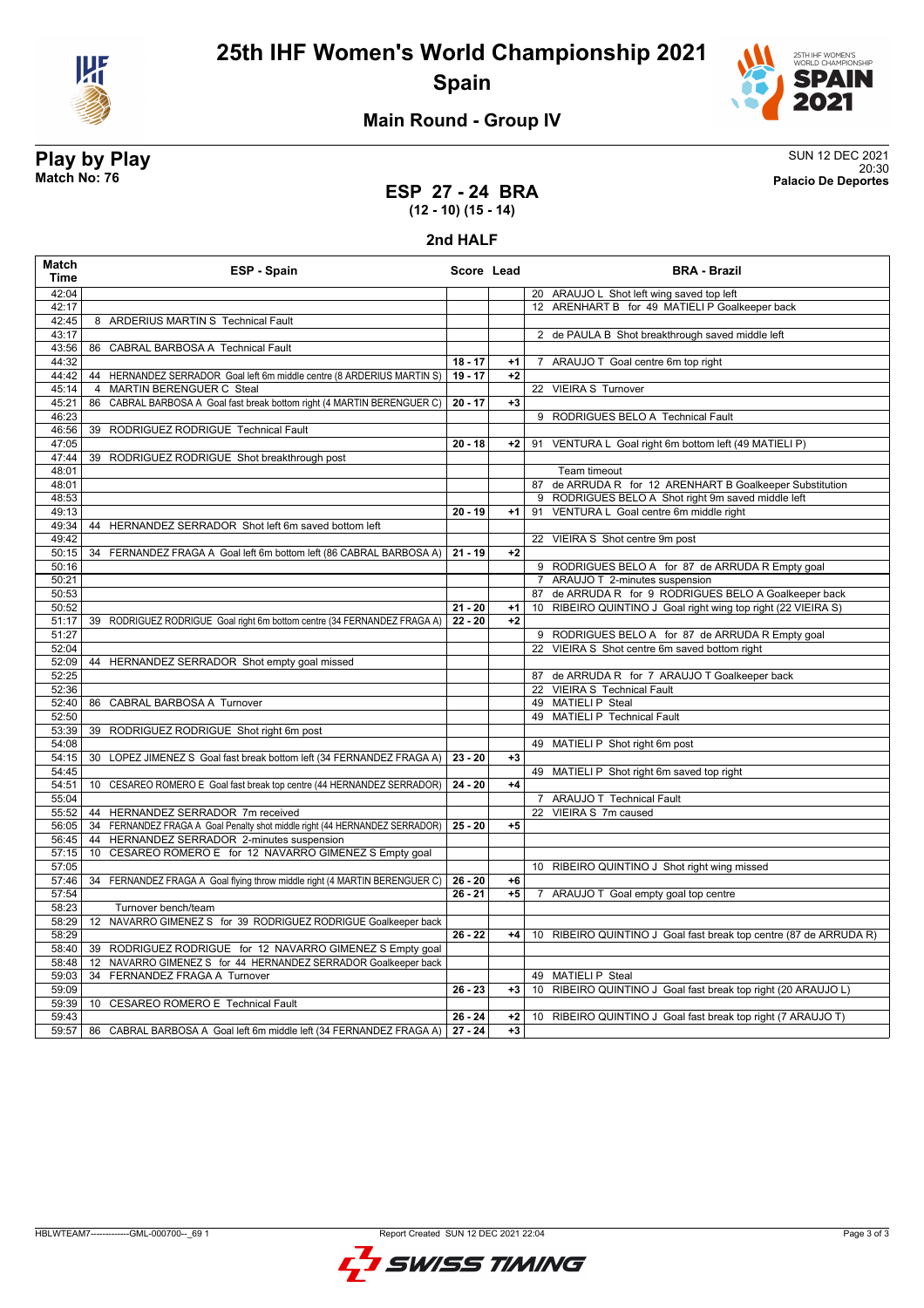# 25th IHF Women's World Championship 2021

## Spain

### Main Round - Group IV

**Play by Play**
**Match No: 76**

SUN 12 DEC 2021
20:30
**Palacio De Deportes**

## ESP 27 - 24 BRA

**(12 - 10) (15 - 14)**

### 2nd HALF

| Match Time | ESP - Spain | Score | Lead | BRA - Brazil |
|---|---|---|---|---|
| 42:04 | | | | 20 ARAUJO L Shot left wing saved top left |
| 42:17 | | | | 12 ARENHART B for 49 MATIELI P Goalkeeper back |
| 42:45 | 8 ARDERIUS MARTIN S Technical Fault | | | |
| 43:17 | | | | 2 de PAULA B Shot breakthrough saved middle left |
| 43:56 | 86 CABRAL BARBOSA A Technical Fault | | | |
| 44:32 | | 18 - 17 | +1 | 7 ARAUJO T Goal centre 6m top right |
| 44:42 | 44 HERNANDEZ SERRADOR Goal left 6m middle centre (8 ARDERIUS MARTIN S) | 19 - 17 | +2 | |
| 45:14 | 4 MARTIN BERENGUER C Steal | | | 22 VIEIRA S Turnover |
| 45:21 | 86 CABRAL BARBOSA A Goal fast break bottom right (4 MARTIN BERENGUER C) | 20 - 17 | +3 | |
| 46:23 | | | | 9 RODRIGUES BELO A Technical Fault |
| 46:56 | 39 RODRIGUEZ RODRIGUE Technical Fault | | | |
| 47:05 | | 20 - 18 | +2 | 91 VENTURA L Goal right 6m bottom left (49 MATIELI P) |
| 47:44 | 39 RODRIGUEZ RODRIGUE Shot breakthrough post | | | |
| 48:01 | | | | Team timeout |
| 48:01 | | | | 87 de ARRUDA R for 12 ARENHART B Goalkeeper Substitution |
| 48:53 | | | | 9 RODRIGUES BELO A Shot right 9m saved middle left |
| 49:13 | | 20 - 19 | +1 | 91 VENTURA L Goal centre 6m middle right |
| 49:34 | 44 HERNANDEZ SERRADOR Shot left 6m saved bottom left | | | |
| 49:42 | | | | 22 VIEIRA S Shot centre 9m post |
| 50:15 | 34 FERNANDEZ FRAGA A Goal left 6m bottom left (86 CABRAL BARBOSA A) | 21 - 19 | +2 | |
| 50:16 | | | | 9 RODRIGUES BELO A for 87 de ARRUDA R Empty goal |
| 50:21 | | | | 7 ARAUJO T 2-minutes suspension |
| 50:53 | | | | 87 de ARRUDA R for 9 RODRIGUES BELO A Goalkeeper back |
| 50:52 | | 21 - 20 | +1 | 10 RIBEIRO QUINTINO J Goal right wing top right (22 VIEIRA S) |
| 51:17 | 39 RODRIGUEZ RODRIGUE Goal right 6m bottom centre (34 FERNANDEZ FRAGA A) | 22 - 20 | +2 | |
| 51:27 | | | | 9 RODRIGUES BELO A for 87 de ARRUDA R Empty goal |
| 52:04 | | | | 22 VIEIRA S Shot centre 6m saved bottom right |
| 52:09 | 44 HERNANDEZ SERRADOR Shot empty goal missed | | | |
| 52:25 | | | | 87 de ARRUDA R for 7 ARAUJO T Goalkeeper back |
| 52:36 | | | | 22 VIEIRA S Technical Fault |
| 52:40 | 86 CABRAL BARBOSA A Turnover | | | 49 MATIELI P Steal |
| 52:50 | | | | 49 MATIELI P Technical Fault |
| 53:39 | 39 RODRIGUEZ RODRIGUE Shot right 6m post | | | |
| 54:08 | | | | 49 MATIELI P Shot right 6m post |
| 54:15 | 30 LOPEZ JIMENEZ S Goal fast break bottom left (34 FERNANDEZ FRAGA A) | 23 - 20 | +3 | |
| 54:45 | | | | 49 MATIELI P Shot right 6m saved top right |
| 54:51 | 10 CESAREO ROMERO E Goal fast break top centre (44 HERNANDEZ SERRADOR) | 24 - 20 | +4 | |
| 55:04 | | | | 7 ARAUJO T Technical Fault |
| 55:52 | 44 HERNANDEZ SERRADOR 7m received | | | 22 VIEIRA S 7m caused |
| 56:05 | 34 FERNANDEZ FRAGA A Goal Penalty shot middle right (44 HERNANDEZ SERRADOR) | 25 - 20 | +5 | |
| 56:45 | 44 HERNANDEZ SERRADOR 2-minutes suspension | | | |
| 57:15 | 10 CESAREO ROMERO E for 12 NAVARRO GIMENEZ S Empty goal | | | |
| 57:05 | | | | 10 RIBEIRO QUINTINO J Shot right wing missed |
| 57:46 | 34 FERNANDEZ FRAGA A Goal flying throw middle right (4 MARTIN BERENGUER C) | 26 - 20 | +6 | |
| 57:54 | | 26 - 21 | +5 | 7 ARAUJO T Goal empty goal top centre |
| 58:23 | Turnover bench/team | | | |
| 58:29 | 12 NAVARRO GIMENEZ S for 39 RODRIGUEZ RODRIGUE Goalkeeper back | | | |
| 58:29 | | 26 - 22 | +4 | 10 RIBEIRO QUINTINO J Goal fast break top centre (87 de ARRUDA R) |
| 58:40 | 39 RODRIGUEZ RODRIGUE for 12 NAVARRO GIMENEZ S Empty goal | | | |
| 58:48 | 12 NAVARRO GIMENEZ S for 44 HERNANDEZ SERRADOR Goalkeeper back | | | |
| 59:03 | 34 FERNANDEZ FRAGA A Turnover | | | 49 MATIELI P Steal |
| 59:09 | | 26 - 23 | +3 | 10 RIBEIRO QUINTINO J Goal fast break top right (20 ARAUJO L) |
| 59:39 | 10 CESAREO ROMERO E Technical Fault | | | |
| 59:43 | | 26 - 24 | +2 | 10 RIBEIRO QUINTINO J Goal fast break top right (7 ARAUJO T) |
| 59:57 | 86 CABRAL BARBOSA A Goal left 6m middle left (34 FERNANDEZ FRAGA A) | 27 - 24 | +3 | |

HBLWTEAM7-------------GML-000700--_69 1 Report Created SUN 12 DEC 2021 22:04